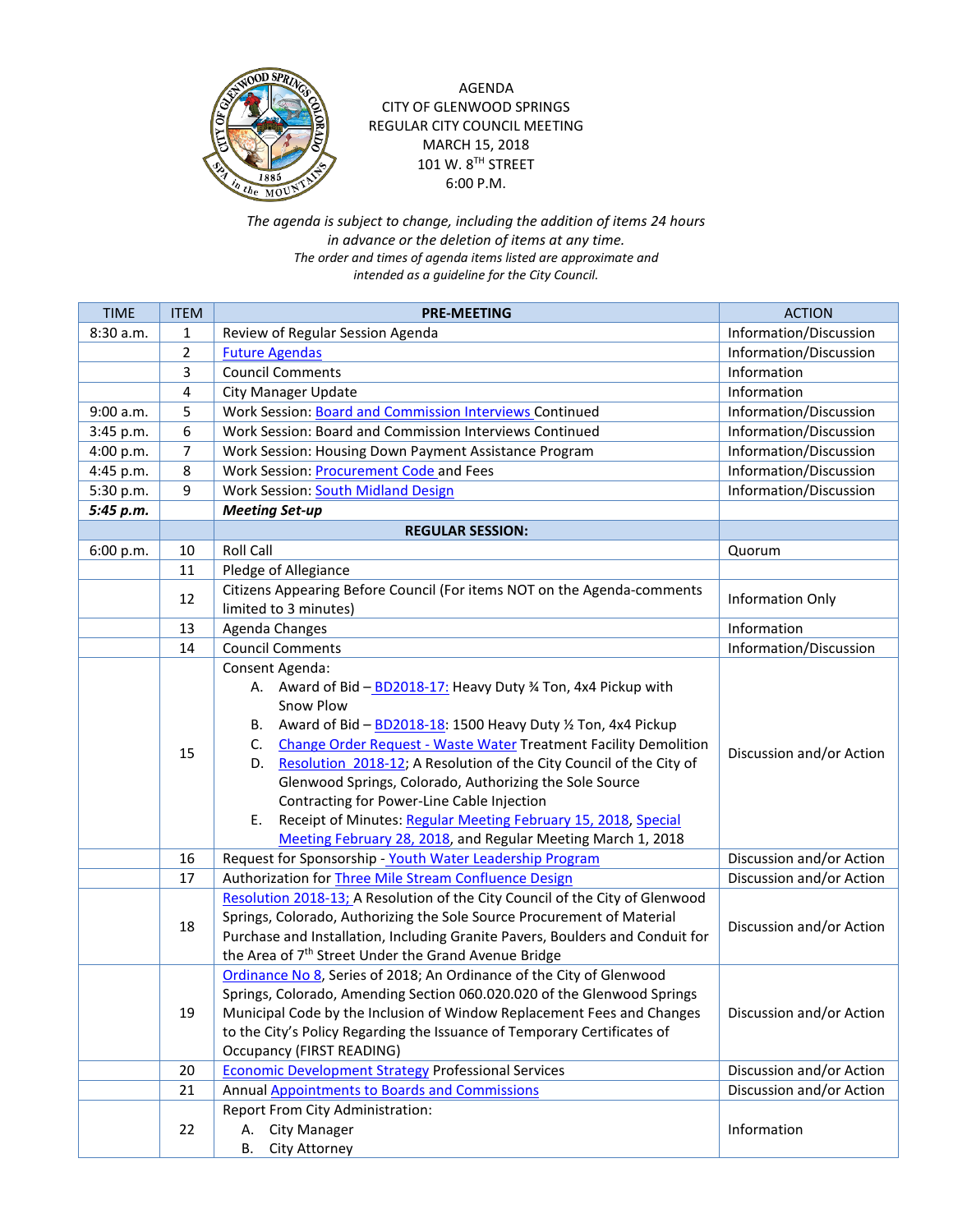# AGENDA
## CITY OF GLENWOOD SPRINGS
## REGULAR CITY COUNCIL MEETING
MARCH 15, 2018
101 W. 8TH STREET
6:00 P.M.

*The agenda is subject to change, including the addition of items 24 hours in advance or the deletion of items at any time.*
*The order and times of agenda items listed are approximate and intended as a guideline for the City Council.*

| TIME | ITEM | PRE-MEETING | ACTION |
|---|---|---|---|
| 8:30 a.m. | 1 | Review of Regular Session Agenda | Information/Discussion |
| | 2 | Future Agendas | Information/Discussion |
| | 3 | Council Comments | Information |
| | 4 | City Manager Update | Information |
| 9:00 a.m. | 5 | Work Session: Board and Commission Interviews Continued | Information/Discussion |
| 3:45 p.m. | 6 | Work Session: Board and Commission Interviews Continued | Information/Discussion |
| 4:00 p.m. | 7 | Work Session: Housing Down Payment Assistance Program | Information/Discussion |
| 4:45 p.m. | 8 | Work Session: Procurement Code and Fees | Information/Discussion |
| 5:30 p.m. | 9 | Work Session: South Midland Design | Information/Discussion |
| ***5:45 p.m.*** | | ***Meeting Set-up*** | |
| | | **REGULAR SESSION:** | |
| 6:00 p.m. | 10 | Roll Call | Quorum |
| | 11 | Pledge of Allegiance | |
| | 12 | Citizens Appearing Before Council (For items NOT on the Agenda-comments limited to 3 minutes) | Information Only |
| | 13 | Agenda Changes | Information |
| | 14 | Council Comments | Information/Discussion |
| | 15 | Consent Agenda:<br>A. Award of Bid – BD2018-17: Heavy Duty ¾ Ton, 4x4 Pickup with Snow Plow<br>B. Award of Bid – BD2018-18: 1500 Heavy Duty ½ Ton, 4x4 Pickup<br>C. Change Order Request - Waste Water Treatment Facility Demolition<br>D. Resolution 2018-12; A Resolution of the City Council of the City of Glenwood Springs, Colorado, Authorizing the Sole Source Contracting for Power-Line Cable Injection<br>E. Receipt of Minutes: Regular Meeting February 15, 2018, Special Meeting February 28, 2018, and Regular Meeting March 1, 2018 | Discussion and/or Action |
| | 16 | Request for Sponsorship - Youth Water Leadership Program | Discussion and/or Action |
| | 17 | Authorization for Three Mile Stream Confluence Design | Discussion and/or Action |
| | 18 | Resolution 2018-13; A Resolution of the City Council of the City of Glenwood Springs, Colorado, Authorizing the Sole Source Procurement of Material Purchase and Installation, Including Granite Pavers, Boulders and Conduit for the Area of 7th Street Under the Grand Avenue Bridge | Discussion and/or Action |
| | 19 | Ordinance No 8, Series of 2018; An Ordinance of the City of Glenwood Springs, Colorado, Amending Section 060.020.020 of the Glenwood Springs Municipal Code by the Inclusion of Window Replacement Fees and Changes to the City's Policy Regarding the Issuance of Temporary Certificates of Occupancy (FIRST READING) | Discussion and/or Action |
| | 20 | Economic Development Strategy Professional Services | Discussion and/or Action |
| | 21 | Annual Appointments to Boards and Commissions | Discussion and/or Action |
| | 22 | Report From City Administration:<br>A. City Manager<br>B. City Attorney | Information |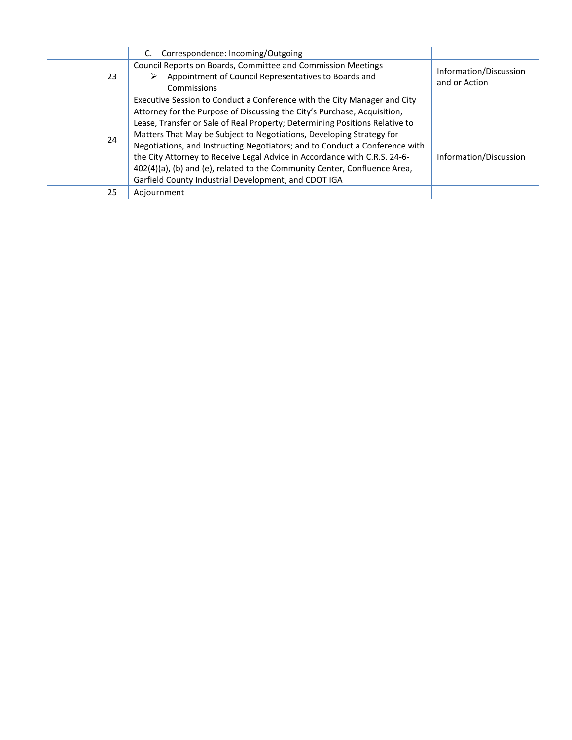| | | | |
|---|---|---|---|
| | | C. Correspondence: Incoming/Outgoing | |
| | 23 | Council Reports on Boards, Committee and Commission Meetings<br>➢ Appointment of Council Representatives to Boards and Commissions | Information/Discussion and or Action |
| | 24 | Executive Session to Conduct a Conference with the City Manager and City Attorney for the Purpose of Discussing the City's Purchase, Acquisition, Lease, Transfer or Sale of Real Property; Determining Positions Relative to Matters That May be Subject to Negotiations, Developing Strategy for Negotiations, and Instructing Negotiators; and to Conduct a Conference with the City Attorney to Receive Legal Advice in Accordance with C.R.S. 24-6-402(4)(a), (b) and (e), related to the Community Center, Confluence Area, Garfield County Industrial Development, and CDOT IGA | Information/Discussion |
| | 25 | Adjournment | |